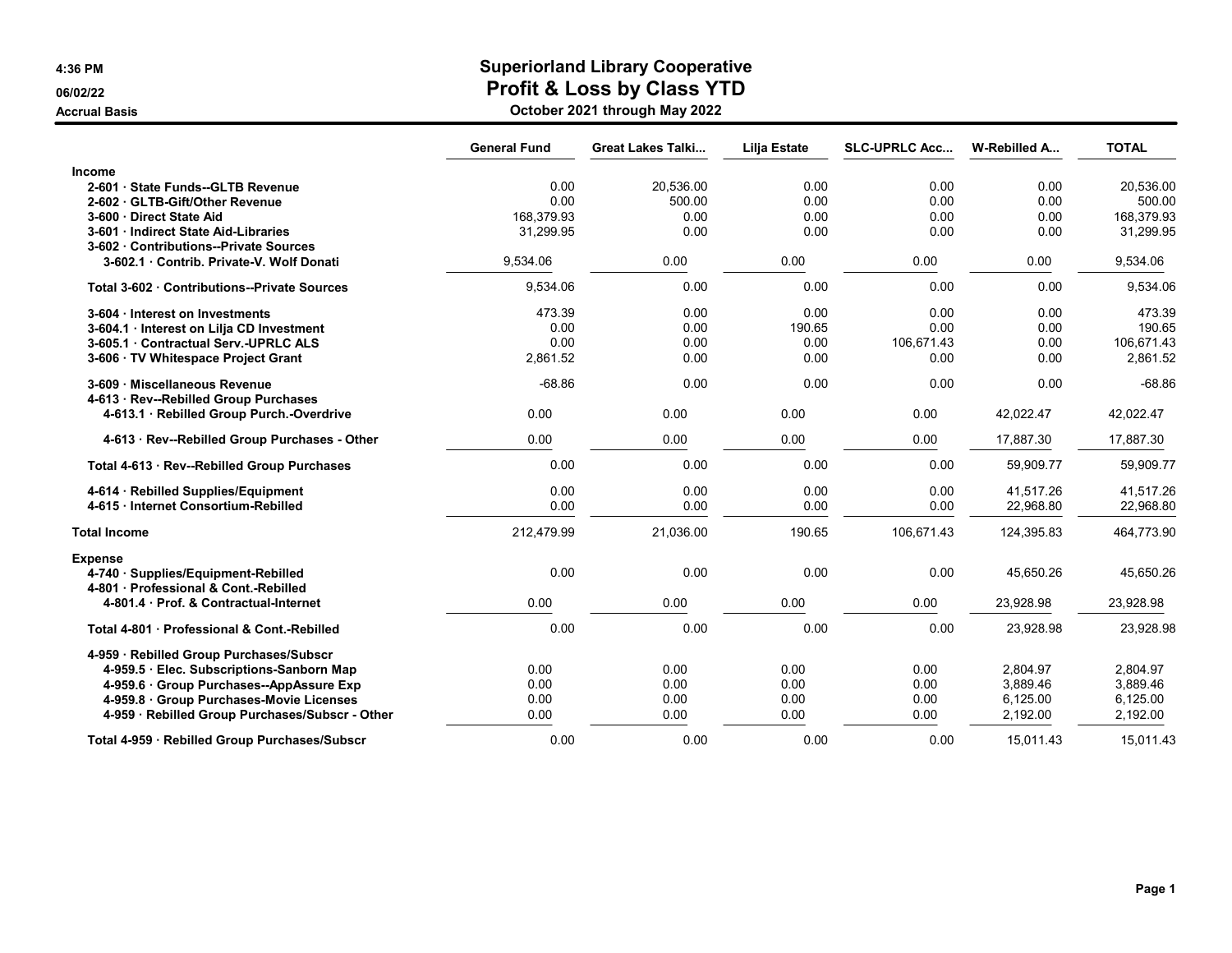4:36 PM

06/02/22

Accrual Basis

# Superiorland Library Cooperative
## Profit & Loss by Class YTD
### October 2021 through May 2022

| | General Fund | Great Lakes Talki... | Lilja Estate | SLC-UPRLC Acc... | W-Rebilled A... | TOTAL |
|---|---|---|---|---|---|---|
| **Income** | | | | | | |
| 2-601 · State Funds--GLTB Revenue | 0.00 | 20,536.00 | 0.00 | 0.00 | 0.00 | 20,536.00 |
| 2-602 · GLTB-Gift/Other Revenue | 0.00 | 500.00 | 0.00 | 0.00 | 0.00 | 500.00 |
| 3-600 · Direct State Aid | 168,379.93 | 0.00 | 0.00 | 0.00 | 0.00 | 168,379.93 |
| 3-601 · Indirect State Aid-Libraries | 31,299.95 | 0.00 | 0.00 | 0.00 | 0.00 | 31,299.95 |
| 3-602 · Contributions--Private Sources | | | | | | |
| 3-602.1 · Contrib. Private-V. Wolf Donati | 9,534.06 | 0.00 | 0.00 | 0.00 | 0.00 | 9,534.06 |
| Total 3-602 · Contributions--Private Sources | 9,534.06 | 0.00 | 0.00 | 0.00 | 0.00 | 9,534.06 |
| 3-604 · Interest on Investments | 473.39 | 0.00 | 0.00 | 0.00 | 0.00 | 473.39 |
| 3-604.1 · Interest on Lilja CD Investment | 0.00 | 0.00 | 190.65 | 0.00 | 0.00 | 190.65 |
| 3-605.1 · Contractual Serv.-UPRLC ALS | 0.00 | 0.00 | 0.00 | 106,671.43 | 0.00 | 106,671.43 |
| 3-606 · TV Whitespace Project Grant | 2,861.52 | 0.00 | 0.00 | 0.00 | 0.00 | 2,861.52 |
| 3-609 · Miscellaneous Revenue | -68.86 | 0.00 | 0.00 | 0.00 | 0.00 | -68.86 |
| 4-613 · Rev--Rebilled Group Purchases | | | | | | |
| 4-613.1 · Rebilled Group Purch.-Overdrive | 0.00 | 0.00 | 0.00 | 0.00 | 42,022.47 | 42,022.47 |
| 4-613 · Rev--Rebilled Group Purchases - Other | 0.00 | 0.00 | 0.00 | 0.00 | 17,887.30 | 17,887.30 |
| Total 4-613 · Rev--Rebilled Group Purchases | 0.00 | 0.00 | 0.00 | 0.00 | 59,909.77 | 59,909.77 |
| 4-614 · Rebilled Supplies/Equipment | 0.00 | 0.00 | 0.00 | 0.00 | 41,517.26 | 41,517.26 |
| 4-615 · Internet Consortium-Rebilled | 0.00 | 0.00 | 0.00 | 0.00 | 22,968.80 | 22,968.80 |
| **Total Income** | 212,479.99 | 21,036.00 | 190.65 | 106,671.43 | 124,395.83 | 464,773.90 |
| **Expense** | | | | | | |
| 4-740 · Supplies/Equipment-Rebilled | 0.00 | 0.00 | 0.00 | 0.00 | 45,650.26 | 45,650.26 |
| 4-801 · Professional & Cont.-Rebilled | | | | | | |
| 4-801.4 · Prof. & Contractual-Internet | 0.00 | 0.00 | 0.00 | 0.00 | 23,928.98 | 23,928.98 |
| Total 4-801 · Professional & Cont.-Rebilled | 0.00 | 0.00 | 0.00 | 0.00 | 23,928.98 | 23,928.98 |
| 4-959 · Rebilled Group Purchases/Subscr | | | | | | |
| 4-959.5 · Elec. Subscriptions-Sanborn Map | 0.00 | 0.00 | 0.00 | 0.00 | 2,804.97 | 2,804.97 |
| 4-959.6 · Group Purchases--AppAssure Exp | 0.00 | 0.00 | 0.00 | 0.00 | 3,889.46 | 3,889.46 |
| 4-959.8 · Group Purchases-Movie Licenses | 0.00 | 0.00 | 0.00 | 0.00 | 6,125.00 | 6,125.00 |
| 4-959 · Rebilled Group Purchases/Subscr - Other | 0.00 | 0.00 | 0.00 | 0.00 | 2,192.00 | 2,192.00 |
| Total 4-959 · Rebilled Group Purchases/Subscr | 0.00 | 0.00 | 0.00 | 0.00 | 15,011.43 | 15,011.43 |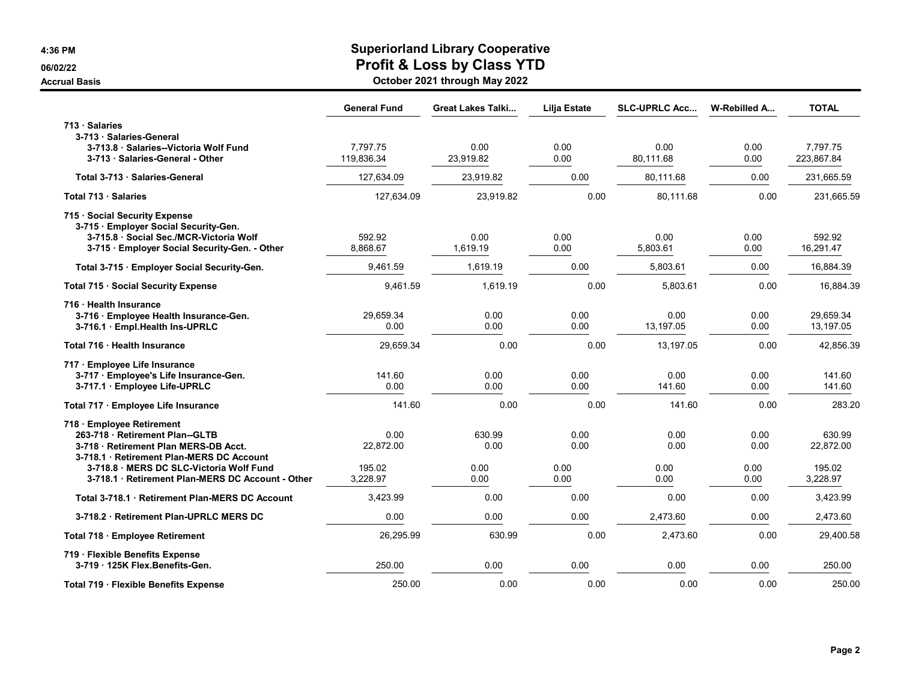# Superiorland Library Cooperative
## Profit & Loss by Class YTD
### October 2021 through May 2022

4:36 PM
06/02/22
Accrual Basis

| | General Fund | Great Lakes Talki... | Lilja Estate | SLC-UPRLC Acc... | W-Rebilled A... | TOTAL |
|---|---|---|---|---|---|---|
| 713 · Salaries | | | | | | |
| 3-713 · Salaries-General | | | | | | |
| 3-713.8 · Salaries--Victoria Wolf Fund | 7,797.75 | 0.00 | 0.00 | 0.00 | 0.00 | 7,797.75 |
| 3-713 · Salaries-General - Other | 119,836.34 | 23,919.82 | 0.00 | 80,111.68 | 0.00 | 223,867.84 |
| **Total 3-713 · Salaries-General** | 127,634.09 | 23,919.82 | 0.00 | 80,111.68 | 0.00 | 231,665.59 |
| **Total 713 · Salaries** | 127,634.09 | 23,919.82 | 0.00 | 80,111.68 | 0.00 | 231,665.59 |
| 715 · Social Security Expense | | | | | | |
| 3-715 · Employer Social Security-Gen. | | | | | | |
| 3-715.8 · Social Sec./MCR-Victoria Wolf | 592.92 | 0.00 | 0.00 | 0.00 | 0.00 | 592.92 |
| 3-715 · Employer Social Security-Gen. - Other | 8,868.67 | 1,619.19 | 0.00 | 5,803.61 | 0.00 | 16,291.47 |
| **Total 3-715 · Employer Social Security-Gen.** | 9,461.59 | 1,619.19 | 0.00 | 5,803.61 | 0.00 | 16,884.39 |
| **Total 715 · Social Security Expense** | 9,461.59 | 1,619.19 | 0.00 | 5,803.61 | 0.00 | 16,884.39 |
| 716 · Health Insurance | | | | | | |
| 3-716 · Employee Health Insurance-Gen. | 29,659.34 | 0.00 | 0.00 | 0.00 | 0.00 | 29,659.34 |
| 3-716.1 · Empl.Health Ins-UPRLC | 0.00 | 0.00 | 0.00 | 13,197.05 | 0.00 | 13,197.05 |
| **Total 716 · Health Insurance** | 29,659.34 | 0.00 | 0.00 | 13,197.05 | 0.00 | 42,856.39 |
| 717 · Employee Life Insurance | | | | | | |
| 3-717 · Employee's Life Insurance-Gen. | 141.60 | 0.00 | 0.00 | 0.00 | 0.00 | 141.60 |
| 3-717.1 · Employee Life-UPRLC | 0.00 | 0.00 | 0.00 | 141.60 | 0.00 | 141.60 |
| **Total 717 · Employee Life Insurance** | 141.60 | 0.00 | 0.00 | 141.60 | 0.00 | 283.20 |
| 718 · Employee Retirement | | | | | | |
| 263-718 · Retirement Plan--GLTB | 0.00 | 630.99 | 0.00 | 0.00 | 0.00 | 630.99 |
| 3-718 · Retirement Plan MERS-DB Acct. | 22,872.00 | 0.00 | 0.00 | 0.00 | 0.00 | 22,872.00 |
| 3-718.1 · Retirement Plan-MERS DC Account | | | | | | |
| 3-718.8 · MERS DC SLC-Victoria Wolf Fund | 195.02 | 0.00 | 0.00 | 0.00 | 0.00 | 195.02 |
| 3-718.1 · Retirement Plan-MERS DC Account - Other | 3,228.97 | 0.00 | 0.00 | 0.00 | 0.00 | 3,228.97 |
| **Total 3-718.1 · Retirement Plan-MERS DC Account** | 3,423.99 | 0.00 | 0.00 | 0.00 | 0.00 | 3,423.99 |
| **3-718.2 · Retirement Plan-UPRLC MERS DC** | 0.00 | 0.00 | 0.00 | 2,473.60 | 0.00 | 2,473.60 |
| **Total 718 · Employee Retirement** | 26,295.99 | 630.99 | 0.00 | 2,473.60 | 0.00 | 29,400.58 |
| 719 · Flexible Benefits Expense | | | | | | |
| 3-719 · 125K Flex.Benefits-Gen. | 250.00 | 0.00 | 0.00 | 0.00 | 0.00 | 250.00 |
| **Total 719 · Flexible Benefits Expense** | 250.00 | 0.00 | 0.00 | 0.00 | 0.00 | 250.00 |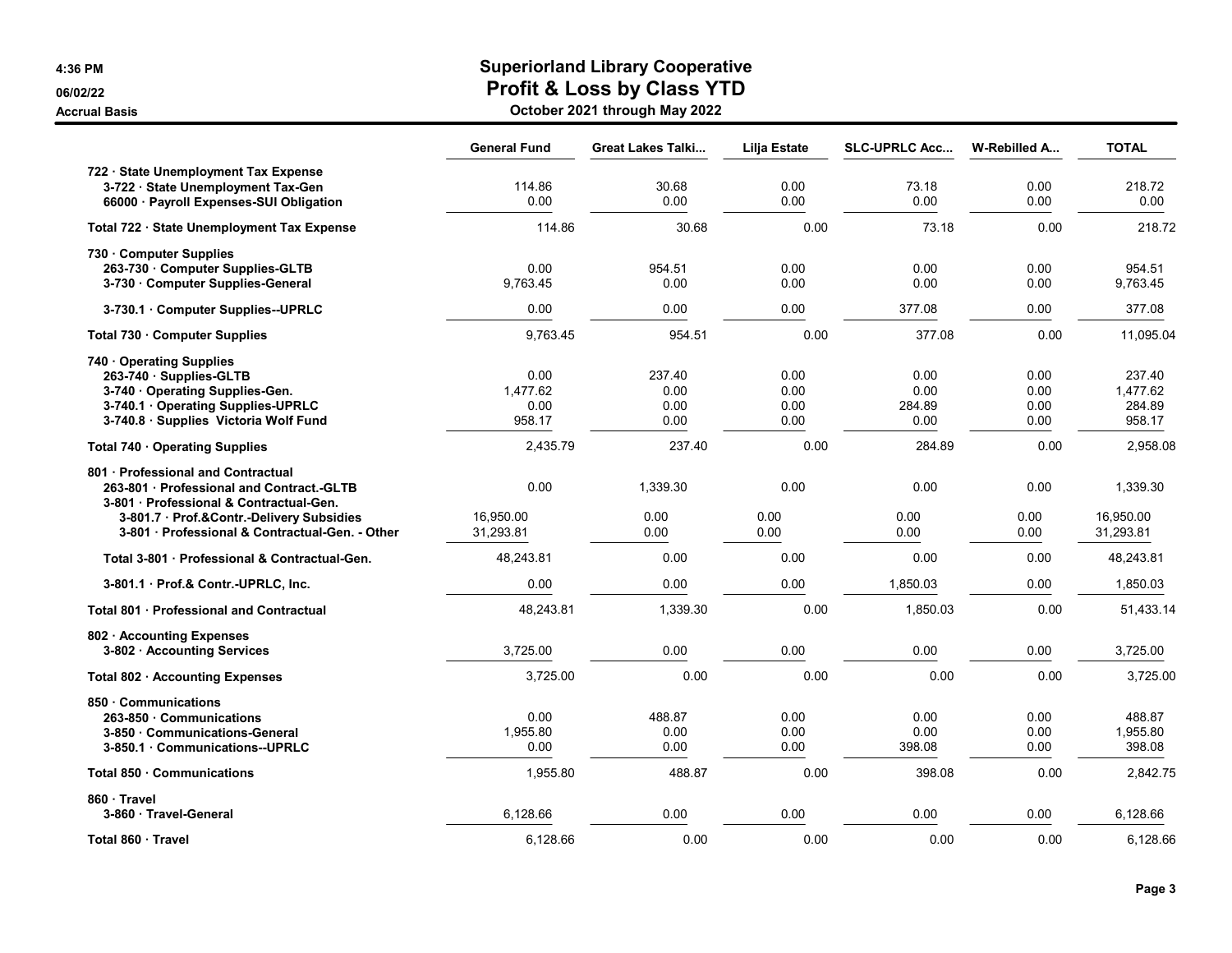# Superiorland Library Cooperative

## Profit & Loss by Class YTD

### October 2021 through May 2022

4:36 PM
06/02/22
Accrual Basis

| | General Fund | Great Lakes Talki... | Lilja Estate | SLC-UPRLC Acc... | W-Rebilled A... | TOTAL |
|---|---|---|---|---|---|---|
| 722 · State Unemployment Tax Expense | | | | | | |
| 3-722 · State Unemployment Tax-Gen | 114.86 | 30.68 | 0.00 | 73.18 | 0.00 | 218.72 |
| 66000 · Payroll Expenses-SUI Obligation | 0.00 | 0.00 | 0.00 | 0.00 | 0.00 | 0.00 |
| Total 722 · State Unemployment Tax Expense | 114.86 | 30.68 | 0.00 | 73.18 | 0.00 | 218.72 |
| 730 · Computer Supplies | | | | | | |
| 263-730 · Computer Supplies-GLTB | 0.00 | 954.51 | 0.00 | 0.00 | 0.00 | 954.51 |
| 3-730 · Computer Supplies-General | 9,763.45 | 0.00 | 0.00 | 0.00 | 0.00 | 9,763.45 |
| 3-730.1 · Computer Supplies--UPRLC | 0.00 | 0.00 | 0.00 | 377.08 | 0.00 | 377.08 |
| Total 730 · Computer Supplies | 9,763.45 | 954.51 | 0.00 | 377.08 | 0.00 | 11,095.04 |
| 740 · Operating Supplies | | | | | | |
| 263-740 · Supplies-GLTB | 0.00 | 237.40 | 0.00 | 0.00 | 0.00 | 237.40 |
| 3-740 · Operating Supplies-Gen. | 1,477.62 | 0.00 | 0.00 | 0.00 | 0.00 | 1,477.62 |
| 3-740.1 · Operating Supplies-UPRLC | 0.00 | 0.00 | 0.00 | 284.89 | 0.00 | 284.89 |
| 3-740.8 · Supplies Victoria Wolf Fund | 958.17 | 0.00 | 0.00 | 0.00 | 0.00 | 958.17 |
| Total 740 · Operating Supplies | 2,435.79 | 237.40 | 0.00 | 284.89 | 0.00 | 2,958.08 |
| 801 · Professional and Contractual | | | | | | |
| 263-801 · Professional and Contract.-GLTB | 0.00 | 1,339.30 | 0.00 | 0.00 | 0.00 | 1,339.30 |
| 3-801 · Professional & Contractual-Gen. | | | | | | |
| 3-801.7 · Prof.&Contr.-Delivery Subsidies | 16,950.00 | 0.00 | 0.00 | 0.00 | 0.00 | 16,950.00 |
| 3-801 · Professional & Contractual-Gen. - Other | 31,293.81 | 0.00 | 0.00 | 0.00 | 0.00 | 31,293.81 |
| Total 3-801 · Professional & Contractual-Gen. | 48,243.81 | 0.00 | 0.00 | 0.00 | 0.00 | 48,243.81 |
| 3-801.1 · Prof.& Contr.-UPRLC, Inc. | 0.00 | 0.00 | 0.00 | 1,850.03 | 0.00 | 1,850.03 |
| Total 801 · Professional and Contractual | 48,243.81 | 1,339.30 | 0.00 | 1,850.03 | 0.00 | 51,433.14 |
| 802 · Accounting Expenses | | | | | | |
| 3-802 · Accounting Services | 3,725.00 | 0.00 | 0.00 | 0.00 | 0.00 | 3,725.00 |
| Total 802 · Accounting Expenses | 3,725.00 | 0.00 | 0.00 | 0.00 | 0.00 | 3,725.00 |
| 850 · Communications | | | | | | |
| 263-850 · Communications | 0.00 | 488.87 | 0.00 | 0.00 | 0.00 | 488.87 |
| 3-850 · Communications-General | 1,955.80 | 0.00 | 0.00 | 0.00 | 0.00 | 1,955.80 |
| 3-850.1 · Communications--UPRLC | 0.00 | 0.00 | 0.00 | 398.08 | 0.00 | 398.08 |
| Total 850 · Communications | 1,955.80 | 488.87 | 0.00 | 398.08 | 0.00 | 2,842.75 |
| 860 · Travel | | | | | | |
| 3-860 · Travel-General | 6,128.66 | 0.00 | 0.00 | 0.00 | 0.00 | 6,128.66 |
| Total 860 · Travel | 6,128.66 | 0.00 | 0.00 | 0.00 | 0.00 | 6,128.66 |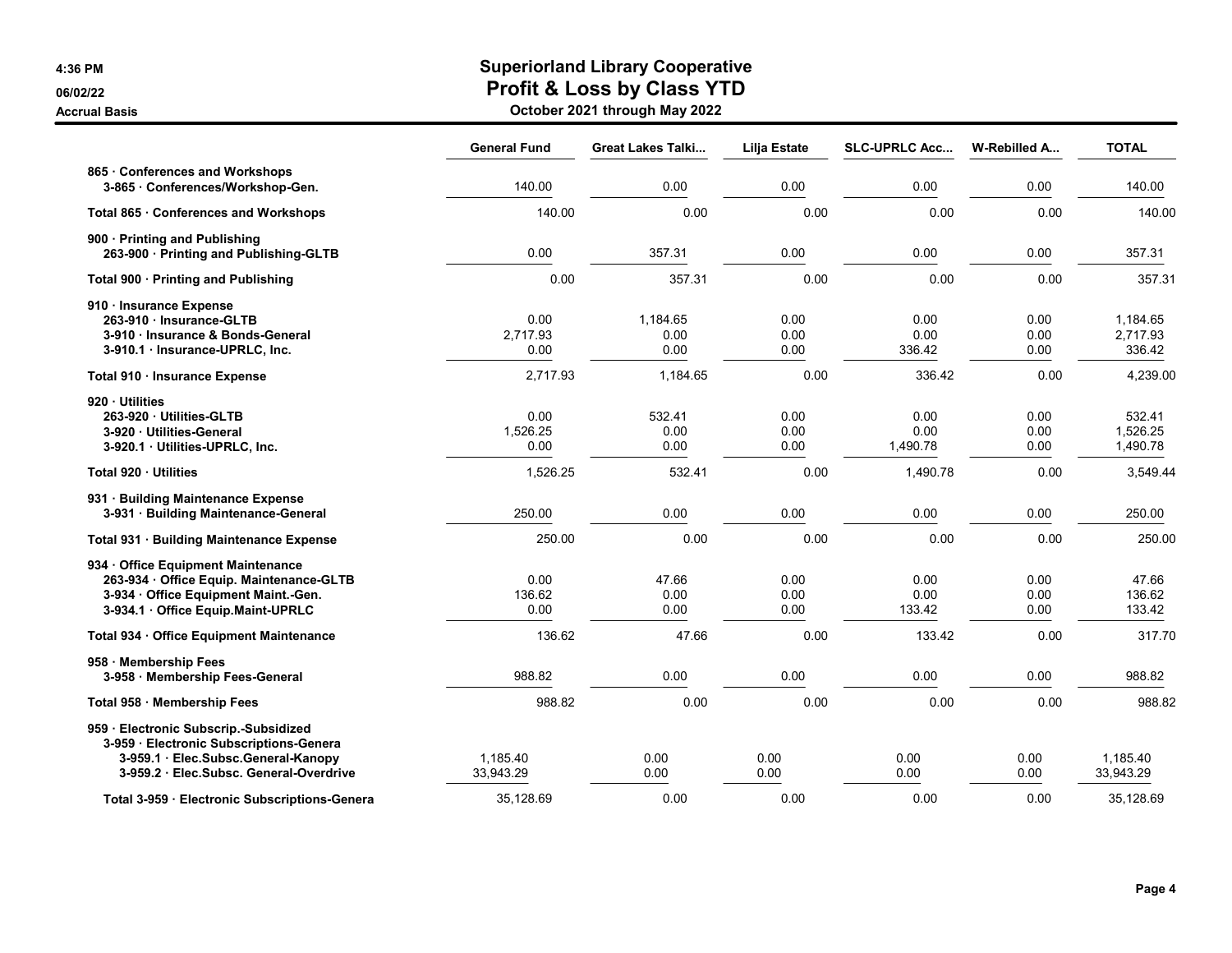# Superiorland Library Cooperative

## Profit & Loss by Class YTD

### October 2021 through May 2022

4:36 PM
06/02/22
Accrual Basis

| | General Fund | Great Lakes Talki... | Lilja Estate | SLC-UPRLC Acc... | W-Rebilled A... | TOTAL |
|---|---|---|---|---|---|---|
| **865 · Conferences and Workshops** | | | | | | |
| **3-865 · Conferences/Workshop-Gen.** | 140.00 | 0.00 | 0.00 | 0.00 | 0.00 | 140.00 |
| **Total 865 · Conferences and Workshops** | 140.00 | 0.00 | 0.00 | 0.00 | 0.00 | 140.00 |
| **900 · Printing and Publishing** | | | | | | |
| **263-900 · Printing and Publishing-GLTB** | 0.00 | 357.31 | 0.00 | 0.00 | 0.00 | 357.31 |
| **Total 900 · Printing and Publishing** | 0.00 | 357.31 | 0.00 | 0.00 | 0.00 | 357.31 |
| **910 · Insurance Expense** | | | | | | |
| **263-910 · Insurance-GLTB** | 0.00 | 1,184.65 | 0.00 | 0.00 | 0.00 | 1,184.65 |
| **3-910 · Insurance & Bonds-General** | 2,717.93 | 0.00 | 0.00 | 0.00 | 0.00 | 2,717.93 |
| **3-910.1 · Insurance-UPRLC, Inc.** | 0.00 | 0.00 | 0.00 | 336.42 | 0.00 | 336.42 |
| **Total 910 · Insurance Expense** | 2,717.93 | 1,184.65 | 0.00 | 336.42 | 0.00 | 4,239.00 |
| **920 · Utilities** | | | | | | |
| **263-920 · Utilities-GLTB** | 0.00 | 532.41 | 0.00 | 0.00 | 0.00 | 532.41 |
| **3-920 · Utilities-General** | 1,526.25 | 0.00 | 0.00 | 0.00 | 0.00 | 1,526.25 |
| **3-920.1 · Utilities-UPRLC, Inc.** | 0.00 | 0.00 | 0.00 | 1,490.78 | 0.00 | 1,490.78 |
| **Total 920 · Utilities** | 1,526.25 | 532.41 | 0.00 | 1,490.78 | 0.00 | 3,549.44 |
| **931 · Building Maintenance Expense** | | | | | | |
| **3-931 · Building Maintenance-General** | 250.00 | 0.00 | 0.00 | 0.00 | 0.00 | 250.00 |
| **Total 931 · Building Maintenance Expense** | 250.00 | 0.00 | 0.00 | 0.00 | 0.00 | 250.00 |
| **934 · Office Equipment Maintenance** | | | | | | |
| **263-934 · Office Equip. Maintenance-GLTB** | 0.00 | 47.66 | 0.00 | 0.00 | 0.00 | 47.66 |
| **3-934 · Office Equipment Maint.-Gen.** | 136.62 | 0.00 | 0.00 | 0.00 | 0.00 | 136.62 |
| **3-934.1 · Office Equip.Maint-UPRLC** | 0.00 | 0.00 | 0.00 | 133.42 | 0.00 | 133.42 |
| **Total 934 · Office Equipment Maintenance** | 136.62 | 47.66 | 0.00 | 133.42 | 0.00 | 317.70 |
| **958 · Membership Fees** | | | | | | |
| **3-958 · Membership Fees-General** | 988.82 | 0.00 | 0.00 | 0.00 | 0.00 | 988.82 |
| **Total 958 · Membership Fees** | 988.82 | 0.00 | 0.00 | 0.00 | 0.00 | 988.82 |
| **959 · Electronic Subscrip.-Subsidized** | | | | | | |
| **3-959 · Electronic Subscriptions-Genera** | | | | | | |
| **3-959.1 · Elec.Subsc.General-Kanopy** | 1,185.40 | 0.00 | 0.00 | 0.00 | 0.00 | 1,185.40 |
| **3-959.2 · Elec.Subsc. General-Overdrive** | 33,943.29 | 0.00 | 0.00 | 0.00 | 0.00 | 33,943.29 |
| **Total 3-959 · Electronic Subscriptions-Genera** | 35,128.69 | 0.00 | 0.00 | 0.00 | 0.00 | 35,128.69 |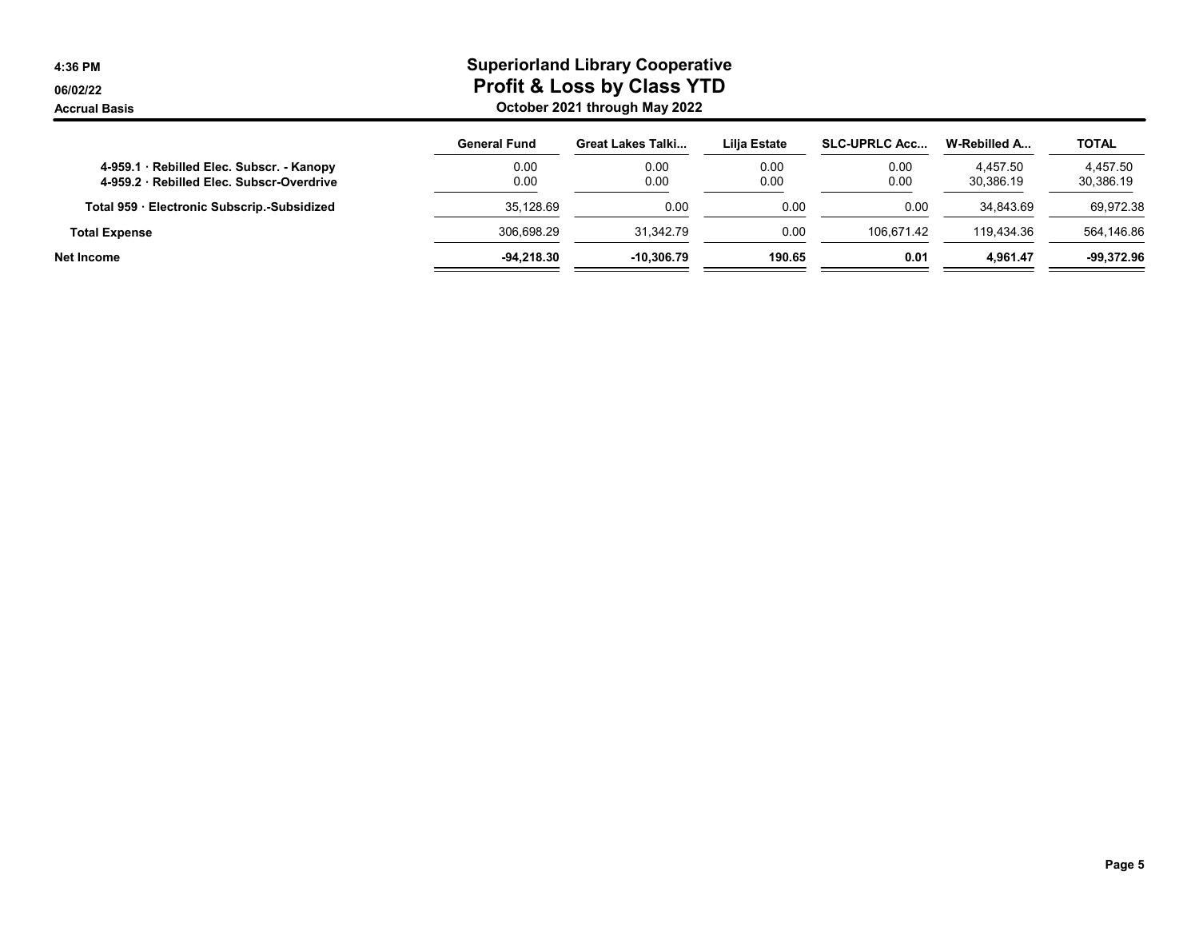# Superiorland Library Cooperative
## Profit & Loss by Class YTD
### October 2021 through May 2022

| | General Fund | Great Lakes Talki... | Lilja Estate | SLC-UPRLC Acc... | W-Rebilled A... | TOTAL |
|---|---|---|---|---|---|---|
| 4-959.1 · Rebilled Elec. Subscr. - Kanopy | 0.00 | 0.00 | 0.00 | 0.00 | 4,457.50 | 4,457.50 |
| 4-959.2 · Rebilled Elec. Subscr-Overdrive | 0.00 | 0.00 | 0.00 | 0.00 | 30,386.19 | 30,386.19 |
| **Total 959 · Electronic Subscrip.-Subsidized** | 35,128.69 | 0.00 | 0.00 | 0.00 | 34,843.69 | 69,972.38 |
| **Total Expense** | 306,698.29 | 31,342.79 | 0.00 | 106,671.42 | 119,434.36 | 564,146.86 |
| **Net Income** | **-94,218.30** | **-10,306.79** | **190.65** | **0.01** | **4,961.47** | **-99,372.96** |